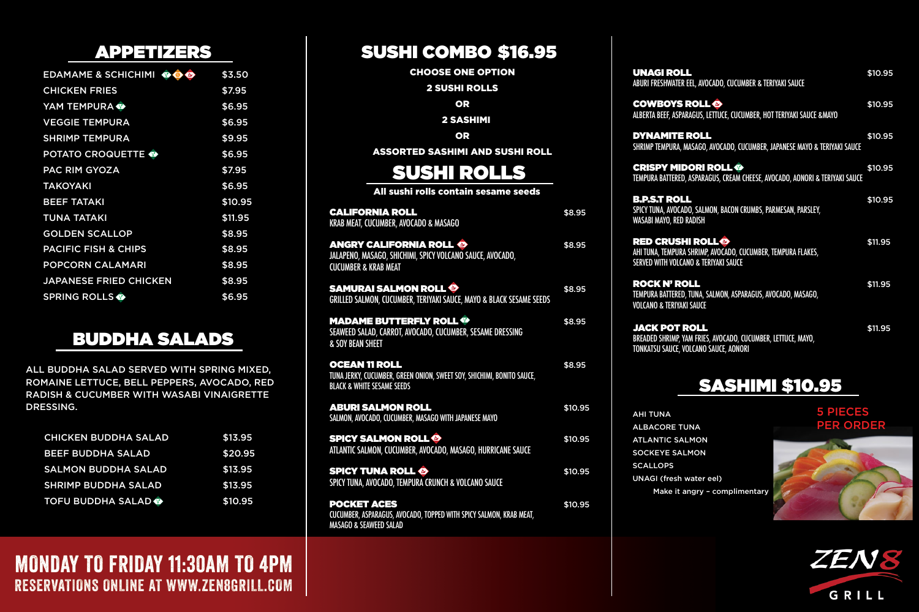## APPETIZERS

| Item | Price |
| --- | --- |
| EDAMAME & SCHICHIMI | $3.50 |
| CHICKEN FRIES | $7.95 |
| YAM TEMPURA | $6.95 |
| VEGGIE TEMPURA | $6.95 |
| SHRIMP TEMPURA | $9.95 |
| POTATO CROQUETTE | $6.95 |
| PAC RIM GYOZA | $7.95 |
| TAKOYAKI | $6.95 |
| BEEF TATAKI | $10.95 |
| TUNA TATAKI | $11.95 |
| GOLDEN SCALLOP | $8.95 |
| PACIFIC FISH & CHIPS | $8.95 |
| POPCORN CALAMARI | $8.95 |
| JAPANESE FRIED CHICKEN | $8.95 |
| SPRING ROLLS | $6.95 |

## BUDDHA SALADS

ALL BUDDHA SALAD SERVED WITH SPRING MIXED, ROMAINE LETTUCE, BELL PEPPERS, AVOCADO, RED RADISH & CUCUMBER WITH WASABI VINAIGRETTE DRESSING.

| Item | Price |
| --- | --- |
| CHICKEN BUDDHA SALAD | $13.95 |
| BEEF BUDDHA SALAD | $20.95 |
| SALMON BUDDHA SALAD | $13.95 |
| SHRIMP BUDDHA SALAD | $13.95 |
| TOFU BUDDHA SALAD | $10.95 |

**MONDAY TO FRIDAY 11:30AM TO 4PM**
**RESERVATIONS ONLINE AT WWW.ZEN8GRILL.COM**

## SUSHI COMBO $16.95

**CHOOSE ONE OPTION**

**2 SUSHI ROLLS**

**OR**

**2 SASHIMI**

**OR**

**ASSORTED SASHIMI AND SUSHI ROLL**

## SUSHI ROLLS

**All sushi rolls contain sesame seeds**

**CALIFORNIA ROLL** — $8.95
KRAB MEAT, CUCUMBER, AVOCADO & MASAGO

**ANGRY CALIFORNIA ROLL** — $8.95
JALAPENO, MASAGO, SHICHIMI, SPICY VOLCANO SAUCE, AVOCADO, CUCUMBER & KRAB MEAT

**SAMURAI SALMON ROLL** — $8.95
GRILLED SALMON, CUCUMBER, TERIYAKI SAUCE, MAYO & BLACK SESAME SEEDS

**MADAME BUTTERFLY ROLL** — $8.95
SEAWEED SALAD, CARROT, AVOCADO, CUCUMBER, SESAME DRESSING & SOY BEAN SHEET

**OCEAN 11 ROLL** — $8.95
TUNA JERKY, CUCUMBER, GREEN ONION, SWEET SOY, SHICHIMI, BONITO SAUCE, BLACK & WHITE SESAME SEEDS

**ABURI SALMON ROLL** — $10.95
SALMON, AVOCADO, CUCUMBER, MASAGO WITH JAPANESE MAYO

**SPICY SALMON ROLL** — $10.95
ATLANTIC SALMON, CUCUMBER, AVOCADO, MASAGO, HURRICANE SAUCE

**SPICY TUNA ROLL** — $10.95
SPICY TUNA, AVOCADO, TEMPURA CRUNCH & VOLCANO SAUCE

**POCKET ACES** — $10.95
CUCUMBER, ASPARAGUS, AVOCADO, TOPPED WITH SPICY SALMON, KRAB MEAT, MASAGO & SEAWEED SALAD

**UNAGI ROLL** — $10.95
ABURI FRESHWATER EEL, AVOCADO, CUCUMBER & TERIYAKI SAUCE

**COWBOYS ROLL** — $10.95
ALBERTA BEEF, ASPARAGUS, LETTUCE, CUCUMBER, HOT TERIYAKI SAUCE &MAYO

**DYNAMITE ROLL** — $10.95
SHRIMP TEMPURA, MASAGO, AVOCADO, CUCUMBER, JAPANESE MAYO & TERIYAKI SAUCE

**CRISPY MIDORI ROLL** — $10.95
TEMPURA BATTERED, ASPARAGUS, CREAM CHEESE, AVOCADO, AONORI & TERIYAKI SAUCE

**B.P.S.T ROLL** — $10.95
SPICY TUNA, AVOCADO, SALMON, BACON CRUMBS, PARMESAN, PARSLEY, WASABI MAYO, RED RADISH

**RED CRUSH! ROLL** — $11.95
AHI TUNA, TEMPURA SHRIMP, AVOCADO, CUCUMBER, TEMPURA FLAKES, SERVED WITH VOLCANO & TERIYAKI SAUCE

**ROCK N' ROLL** — $11.95
TEMPURA BATTERED, TUNA, SALMON, ASPARAGUS, AVOCADO, MASAGO, VOLCANO & TERIYAKI SAUCE

**JACK POT ROLL** — $11.95
BREADED SHRIMP, YAM FRIES, AVOCADO, CUCUMBER, LETTUCE, MAYO, TONKATSU SAUCE, VOLCANO SAUCE, AONORI

## SASHIMI $10.95

5 PIECES PER ORDER

- AHI TUNA
- ALBACORE TUNA
- ATLANTIC SALMON
- SOCKEYE SALMON
- SCALLOPS
- UNAGI (fresh water eel)

Make it angry - complimentary

ZEN8 GRILL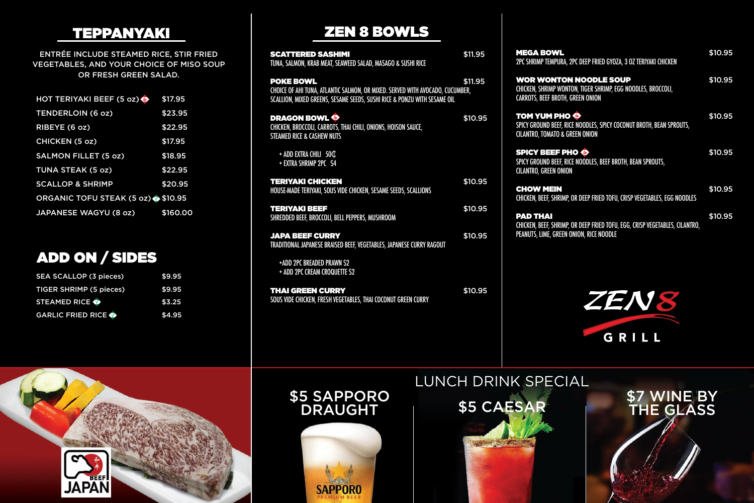## TEPPANYAKI

ENTRÉE INCLUDE STEAMED RICE, STIR FRIED VEGETABLES, AND YOUR CHOICE OF MISO SOUP OR FRESH GREEN SALAD.

| | |
|---|---|
| HOT TERIYAKI BEEF (5 oz) | $17.95 |
| TENDERLOIN (6 oz) | $23.95 |
| RIBEYE (6 oz) | $22.95 |
| CHICKEN (5 oz) | $17.95 |
| SALMON FILLET (5 oz) | $18.95 |
| TUNA STEAK (5 oz) | $22.95 |
| SCALLOP & SHRIMP | $20.95 |
| ORGANIC TOFU STEAK (5 oz) | $10.95 |
| JAPANESE WAGYU (8 oz) | $160.00 |

## ADD ON / SIDES

| | |
|---|---|
| SEA SCALLOP (3 pieces) | $9.95 |
| TIGER SHRIMP (5 pieces) | $9.95 |
| STEAMED RICE | $3.25 |
| GARLIC FRIED RICE | $4.95 |

## ZEN 8 BOWLS

**SCATTERED SASHIMI** $11.95
TUNA, SALMON, KRAB MEAT, SEAWEED SALAD, MASAGO & SUSHI RICE

**POKE BOWL** $11.95
CHOICE OF AHI TUNA, ATLANTIC SALMON, OR MIXED. SERVED WITH AVOCADO, CUCUMBER, SCALLION, MIXED GREENS, SESAME SEEDS, SUSHI RICE & PONZU WITH SESAME OIL

**DRAGON BOWL** $10.95
CHICKEN, BROCCOLI, CARROTS, THAI CHILI, ONIONS, HOISON SAUCE, STEAMED RICE & CASHEW NUTS

+ ADD EXTRA CHILI 50¢
+ EXTRA SHRIMP 2PC $4

**TERIYAKI CHICKEN** $10.95
HOUSE-MADE TERIYAKI, SOUS VIDE CHICKEN, SESAME SEEDS, SCALLIONS

**TERIYAKI BEEF** $10.95
SHREDDED BEEF, BROCCOLI, BELL PEPPERS, MUSHROOM

**JAPA BEEF CURRY** $10.95
TRADITIONAL JAPANESE BRAISED BEEF, VEGETABLES, JAPANESE CURRY RAGOUT

+ADD 2PC BREADED PRAWN $2
+ ADD 2PC CREAM CROQUETTE $2

**THAI GREEN CURRY** $10.95
SOUS VIDE CHICKEN, FRESH VEGETABLES, THAI COCONUT GREEN CURRY

**MEGA BOWL** $10.95
2PC SHRIMP TEMPURA, 2PC DEEP FRIED GYOZA, 3 OZ TERIYAKI CHICKEN

**WOR WONTON NOODLE SOUP** $10.95
CHICKEN, SHRIMP WONTON, TIGER SHRIMP, EGG NOODLES, BROCCOLI, CARROTS, BEEF BROTH, GREEN ONION

**TOM YUM PHO** $10.95
SPICY GROUND BEEF, RICE NOODLES, SPICY COCONUT BROTH, BEAN SPROUTS, CILANTRO, TOMATO & GREEN ONION

**SPICY BEEF PHO** $10.95
SPICY GROUND BEEF, RICE NOODLES, BEEF BROTH, BEAN SPROUTS, CILANTRO, GREEN ONION

**CHOW MEIN** $10.95
CHICKEN, BEEF, SHRIMP, OR DEEP FRIED TOFU, CRISP VEGETABLES, EGG NOODLES

**PAD THAI** $10.95
CHICKEN, BEEF, SHRIMP, OR DEEP FRIED TOFU, EGG, CRISP VEGETABLES, CILANTRO, PEANUTS, LIME, GREEN ONION, RICE NOODLE

ZEN8 GRILL

## LUNCH DRINK SPECIAL

$5 SAPPORO DRAUGHT

$5 CAESAR

$7 WINE BY THE GLASS